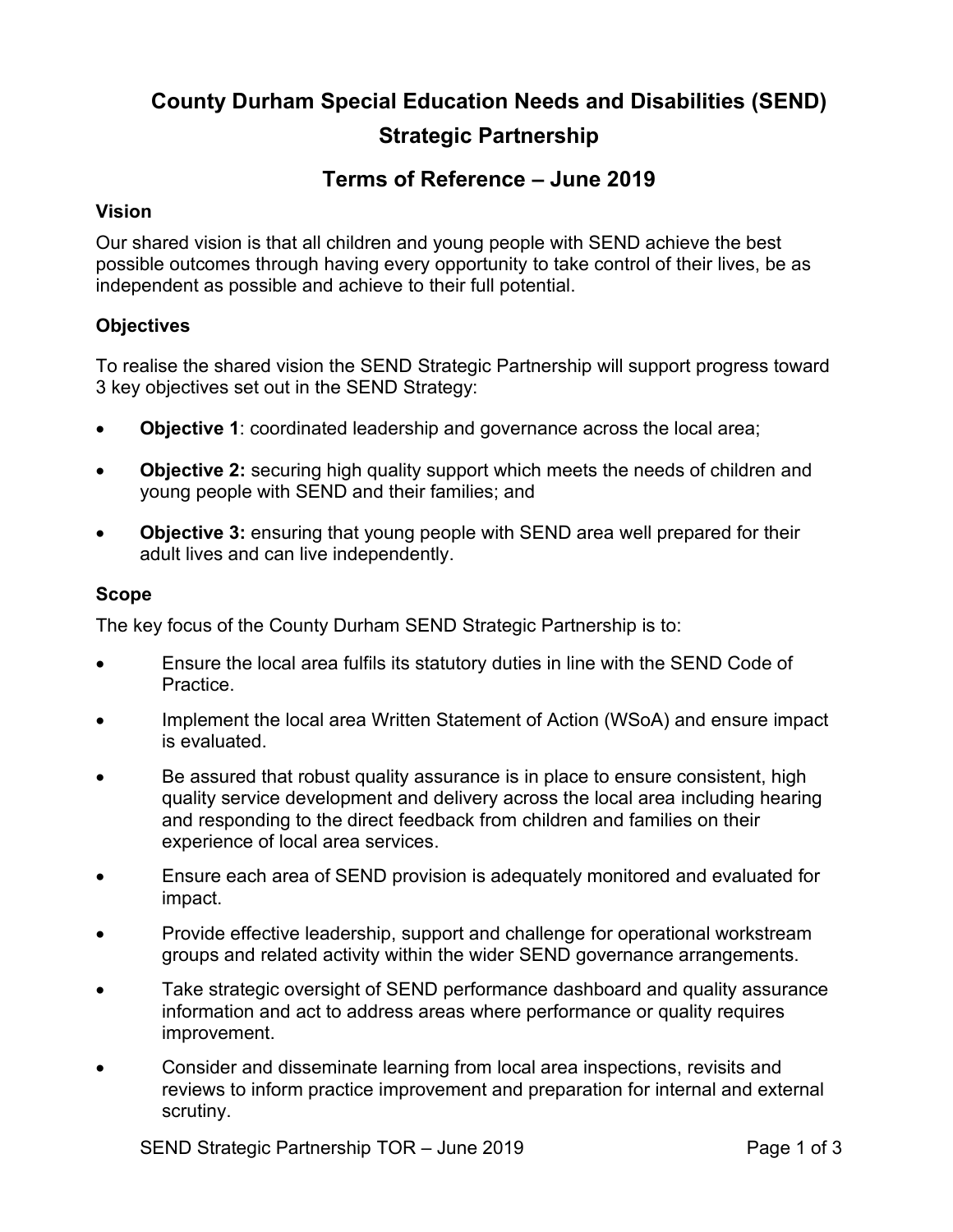# County Durham Special Education Needs and Disabilities (SEND) Strategic Partnership

## Terms of Reference – June 2019

### Vision

Our shared vision is that all children and young people with SEND achieve the best possible outcomes through having every opportunity to take control of their lives, be as independent as possible and achieve to their full potential.

### Objectives

To realise the shared vision the SEND Strategic Partnership will support progress toward 3 key objectives set out in the SEND Strategy:

- **Objective 1**: coordinated leadership and governance across the local area;
- **Objective 2:** securing high quality support which meets the needs of children and young people with SEND and their families; and
- **Objective 3:** ensuring that young people with SEND area well prepared for their adult lives and can live independently.

### Scope

The key focus of the County Durham SEND Strategic Partnership is to:

- Ensure the local area fulfils its statutory duties in line with the SEND Code of Practice.
- Implement the local area Written Statement of Action (WSoA) and ensure impact is evaluated.
- Be assured that robust quality assurance is in place to ensure consistent, high quality service development and delivery across the local area including hearing and responding to the direct feedback from children and families on their experience of local area services.
- Ensure each area of SEND provision is adequately monitored and evaluated for impact.
- Provide effective leadership, support and challenge for operational workstream groups and related activity within the wider SEND governance arrangements.
- Take strategic oversight of SEND performance dashboard and quality assurance information and act to address areas where performance or quality requires improvement.
- Consider and disseminate learning from local area inspections, revisits and reviews to inform practice improvement and preparation for internal and external scrutiny.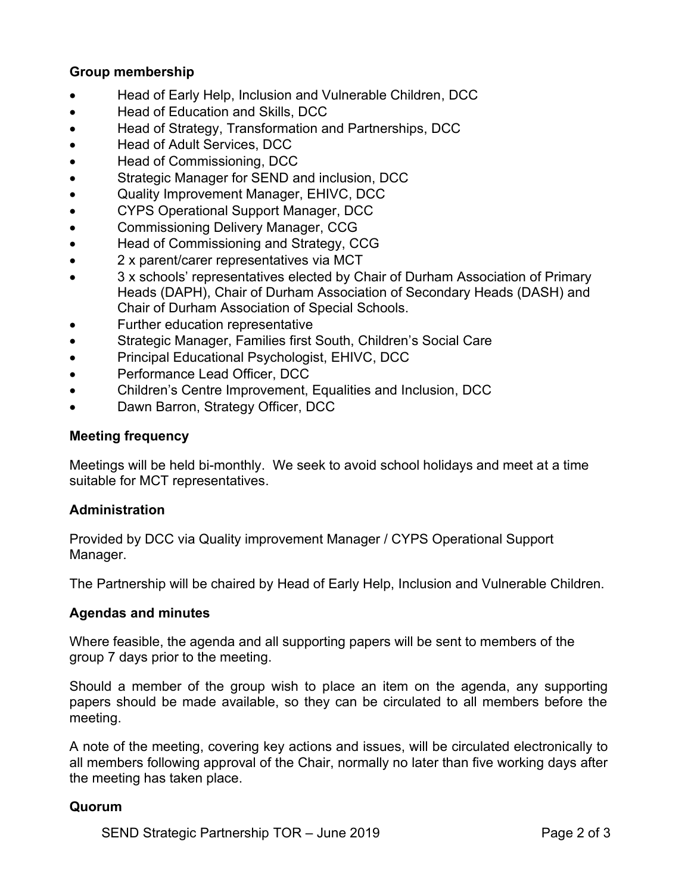### Group membership

- Head of Early Help, Inclusion and Vulnerable Children, DCC
- Head of Education and Skills, DCC
- Head of Strategy, Transformation and Partnerships, DCC
- Head of Adult Services, DCC
- Head of Commissioning, DCC
- Strategic Manager for SEND and inclusion, DCC
- Quality Improvement Manager, EHIVC, DCC
- CYPS Operational Support Manager, DCC
- Commissioning Delivery Manager, CCG
- Head of Commissioning and Strategy, CCG
- 2 x parent/carer representatives via MCT
- 3 x schools' representatives elected by Chair of Durham Association of Primary Heads (DAPH), Chair of Durham Association of Secondary Heads (DASH) and Chair of Durham Association of Special Schools.
- Further education representative
- Strategic Manager, Families first South, Children's Social Care
- Principal Educational Psychologist, EHIVC, DCC
- Performance Lead Officer, DCC
- Children's Centre Improvement, Equalities and Inclusion, DCC
- Dawn Barron, Strategy Officer, DCC

### Meeting frequency

Meetings will be held bi-monthly. We seek to avoid school holidays and meet at a time suitable for MCT representatives.

### Administration

Provided by DCC via Quality improvement Manager / CYPS Operational Support Manager.

The Partnership will be chaired by Head of Early Help, Inclusion and Vulnerable Children.

### Agendas and minutes

Where feasible, the agenda and all supporting papers will be sent to members of the group 7 days prior to the meeting.

Should a member of the group wish to place an item on the agenda, any supporting papers should be made available, so they can be circulated to all members before the meeting.

A note of the meeting, covering key actions and issues, will be circulated electronically to all members following approval of the Chair, normally no later than five working days after the meeting has taken place.

### Quorum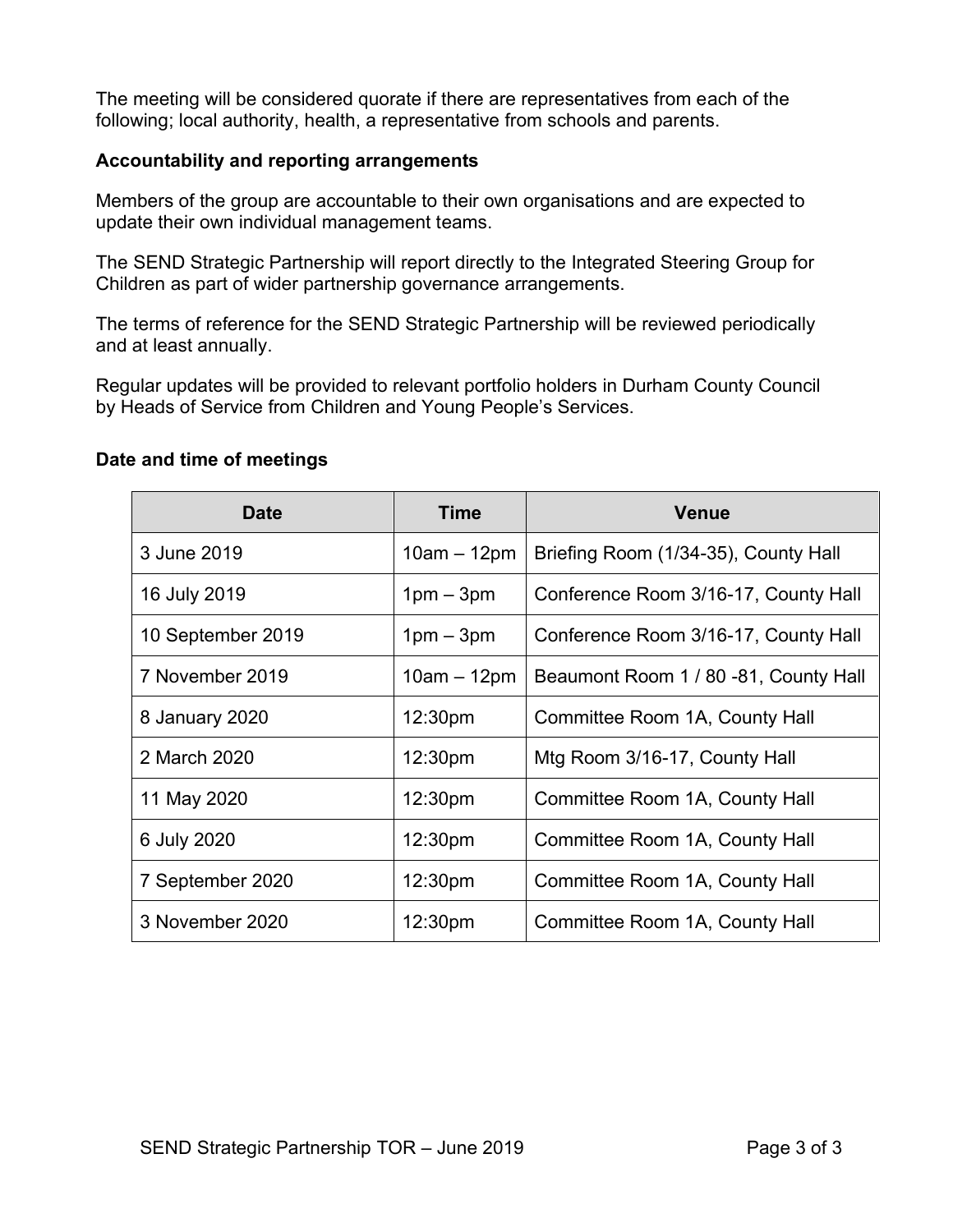The meeting will be considered quorate if there are representatives from each of the following; local authority, health, a representative from schools and parents.

**Accountability and reporting arrangements**

Members of the group are accountable to their own organisations and are expected to update their own individual management teams.

The SEND Strategic Partnership will report directly to the Integrated Steering Group for Children as part of wider partnership governance arrangements.

The terms of reference for the SEND Strategic Partnership will be reviewed periodically and at least annually.

Regular updates will be provided to relevant portfolio holders in Durham County Council by Heads of Service from Children and Young People's Services.

**Date and time of meetings**

| Date | Time | Venue |
|---|---|---|
| 3 June 2019 | 10am – 12pm | Briefing Room (1/34-35), County Hall |
| 16 July 2019 | 1pm – 3pm | Conference Room 3/16-17, County Hall |
| 10 September 2019 | 1pm – 3pm | Conference Room 3/16-17, County Hall |
| 7 November 2019 | 10am – 12pm | Beaumont Room 1 / 80 -81, County Hall |
| 8 January 2020 | 12:30pm | Committee Room 1A, County Hall |
| 2 March 2020 | 12:30pm | Mtg Room 3/16-17, County Hall |
| 11 May 2020 | 12:30pm | Committee Room 1A, County Hall |
| 6 July 2020 | 12:30pm | Committee Room 1A, County Hall |
| 7 September 2020 | 12:30pm | Committee Room 1A, County Hall |
| 3 November 2020 | 12:30pm | Committee Room 1A, County Hall |